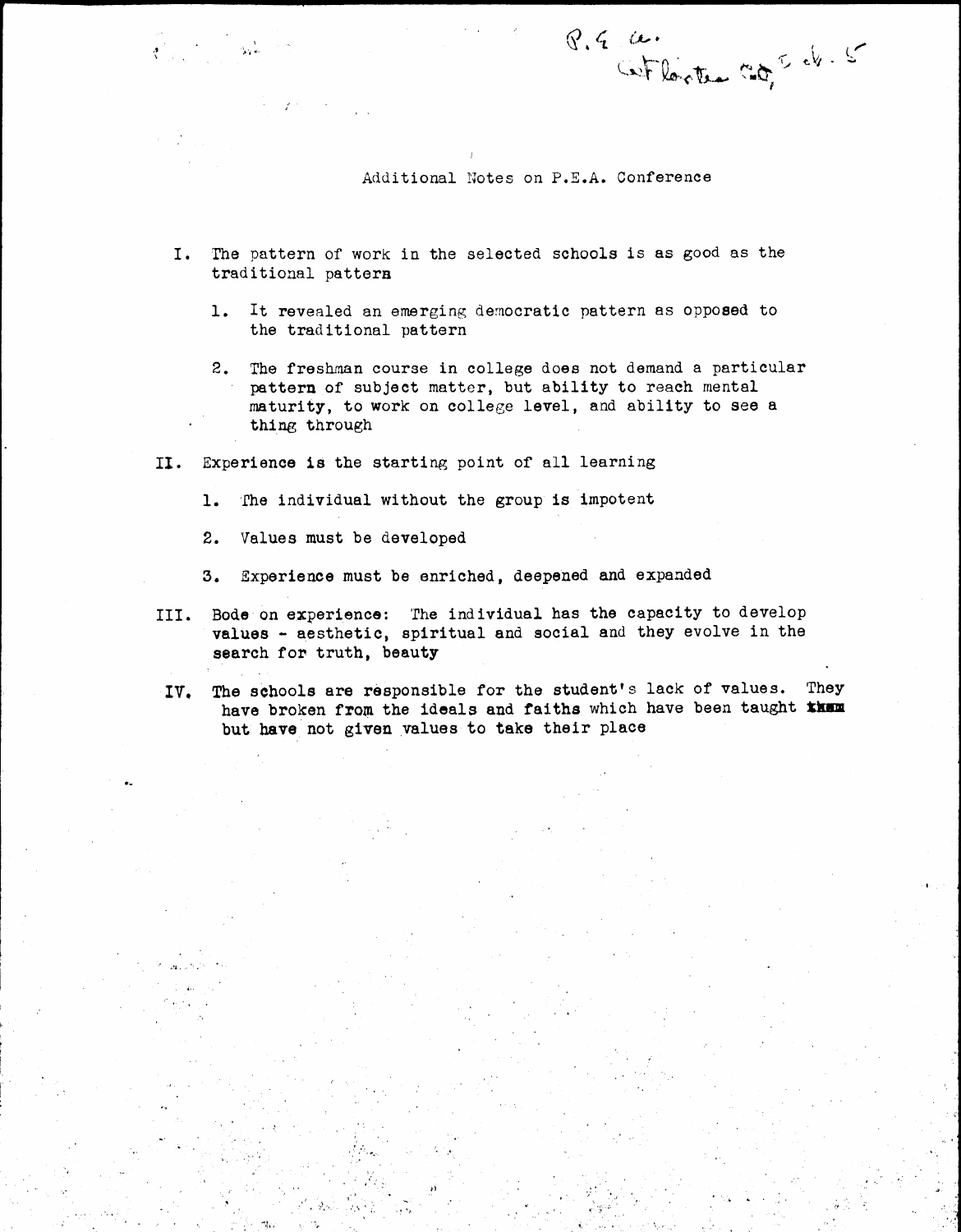P. E. A.
Conf. Lancaster Co., Feb. 5

## Additional Notes on P.E.A. Conference

I. The pattern of work in the selected schools is as good as the traditional pattern

   1. It revealed an emerging democratic pattern as opposed to the traditional pattern

   2. The freshman course in college does not demand a particular pattern of subject matter, but ability to reach mental maturity, to work on college level, and ability to see a thing through

II. Experience is the starting point of all learning

   1. The individual without the group is impotent

   2. Values must be developed

   3. Experience must be enriched, deepened and expanded

III. Bode on experience: The individual has the capacity to develop values - aesthetic, spiritual and social and they evolve in the search for truth, beauty

IV. The schools are responsible for the student's lack of values. They have broken from the ideals and faiths which have been taught them but have not given values to take their place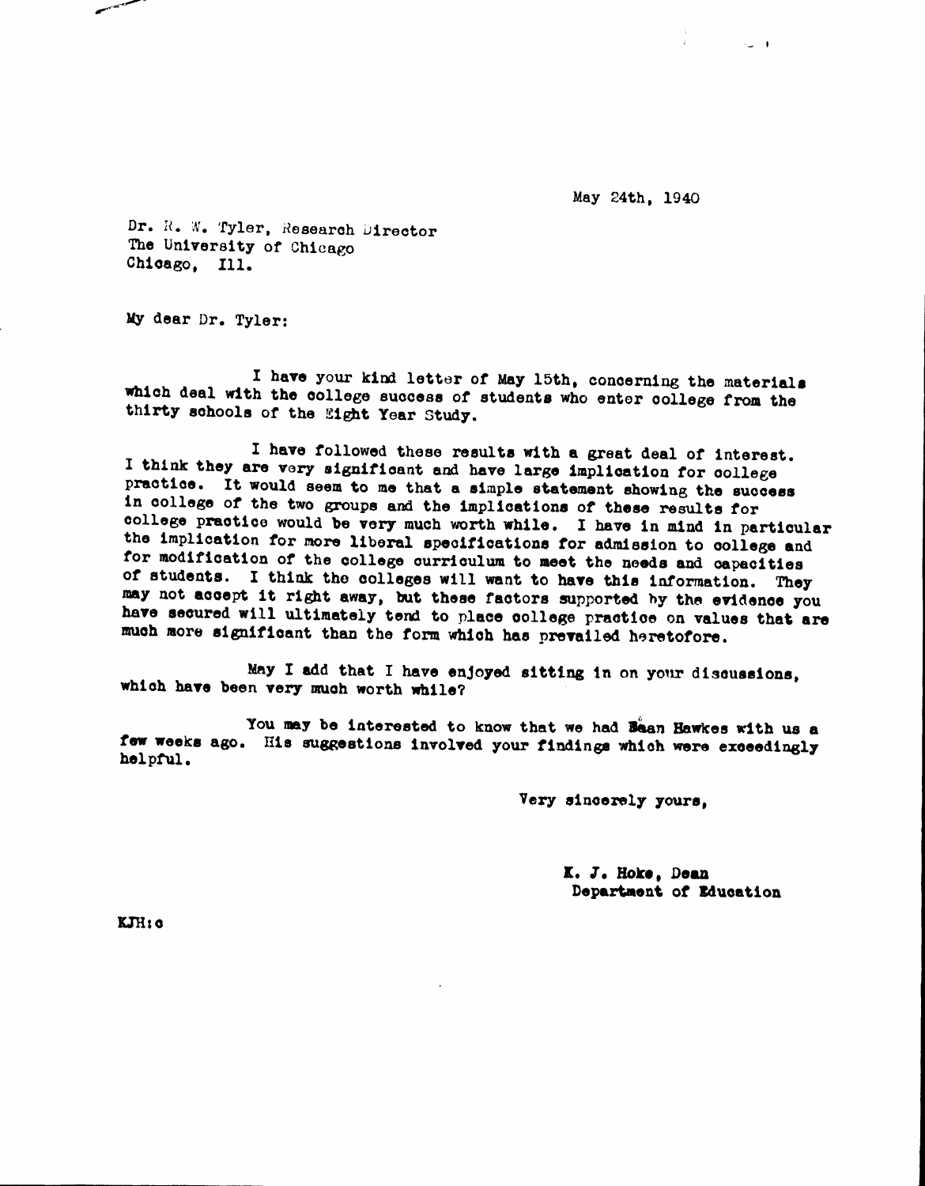May 24th, 1940

Dr. R. W. Tyler, Research Director
The University of Chicago
Chicago, Ill.

My dear Dr. Tyler:

I have your kind letter of May 15th, concerning the materials which deal with the college success of students who enter college from the thirty schools of the Eight Year Study.

I have followed these results with a great deal of interest. I think they are very significant and have large implication for college practice. It would seem to me that a simple statement showing the success in college of the two groups and the implications of these results for college practice would be very much worth while. I have in mind in particular the implication for more liberal specifications for admission to college and for modification of the college curriculum to meet the needs and capacities of students. I think the colleges will want to have this information. They may not accept it right away, but these factors supported by the evidence you have secured will ultimately tend to place college practice on values that are much more significant than the form which has prevailed heretofore.

May I add that I have enjoyed sitting in on your discussions, which have been very much worth while?

You may be interested to know that we had Dean Hawkes with us a few weeks ago. His suggestions involved your findings which were exceedingly helpful.

Very sincerely yours,

K. J. Hoke, Dean
Department of Education

KJH:c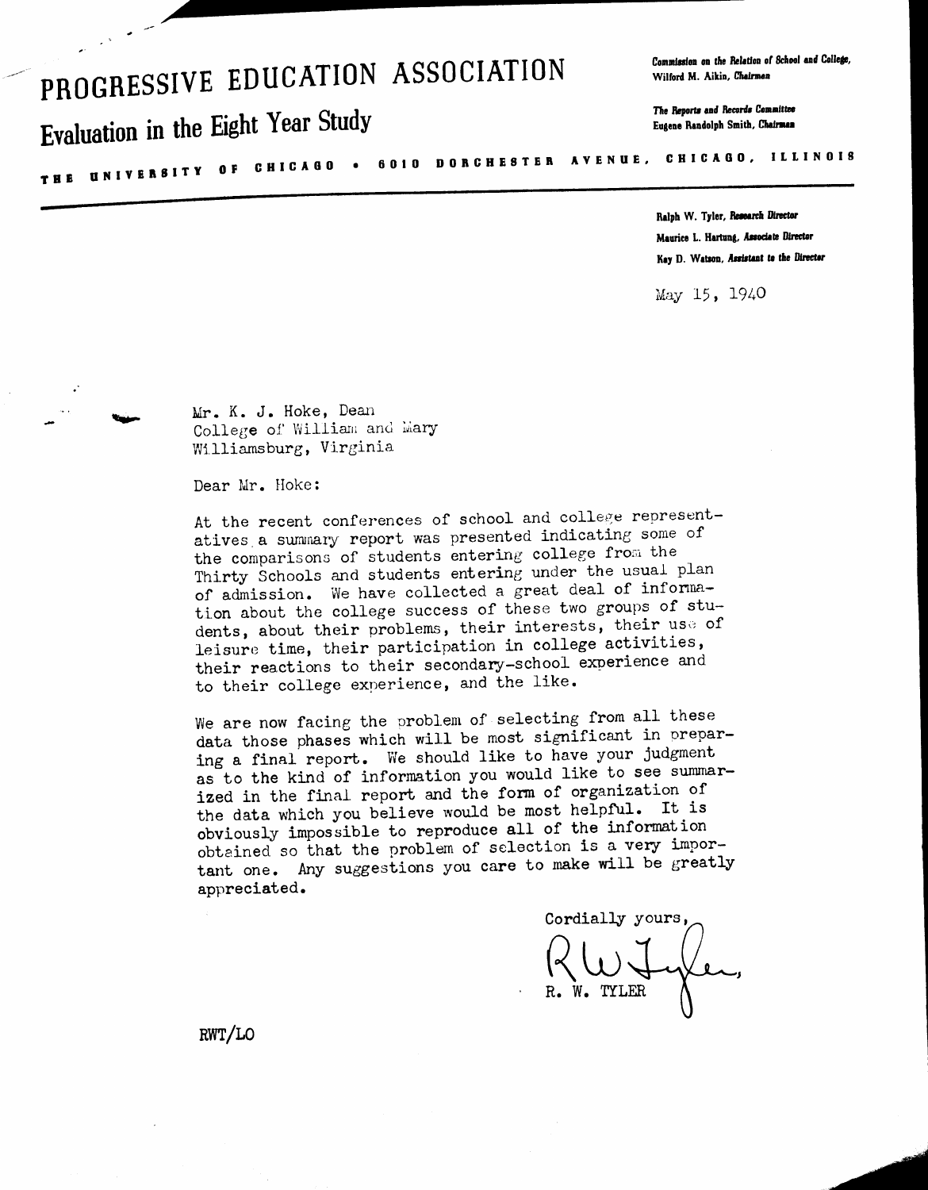# PROGRESSIVE EDUCATION ASSOCIATION

## Evaluation in the Eight Year Study

*Commission on the Relation of School and College,*
Wilford M. Aikin, *Chairman*

*The Reports and Records Committee*
Eugene Randolph Smith, *Chairman*

THE UNIVERSITY OF CHICAGO • 6010 DORCHESTER AVENUE, CHICAGO, ILLINOIS

Ralph W. Tyler, *Research Director*
Maurice L. Hartung, *Associate Director*
Kay D. Watson, *Assistant to the Director*

May 15, 1940

Mr. K. J. Hoke, Dean
College of William and Mary
Williamsburg, Virginia

Dear Mr. Hoke:

At the recent conferences of school and college representatives a summary report was presented indicating some of the comparisons of students entering college from the Thirty Schools and students entering under the usual plan of admission. We have collected a great deal of information about the college success of these two groups of students, about their problems, their interests, their use of leisure time, their participation in college activities, their reactions to their secondary-school experience and to their college experience, and the like.

We are now facing the problem of selecting from all these data those phases which will be most significant in preparing a final report. We should like to have your judgment as to the kind of information you would like to see summarized in the final report and the form of organization of the data which you believe would be most helpful. It is obviously impossible to reproduce all of the information obtained so that the problem of selection is a very important one. Any suggestions you care to make will be greatly appreciated.

Cordially yours,

R. W. Tyler

R. W. TYLER

RWT/LO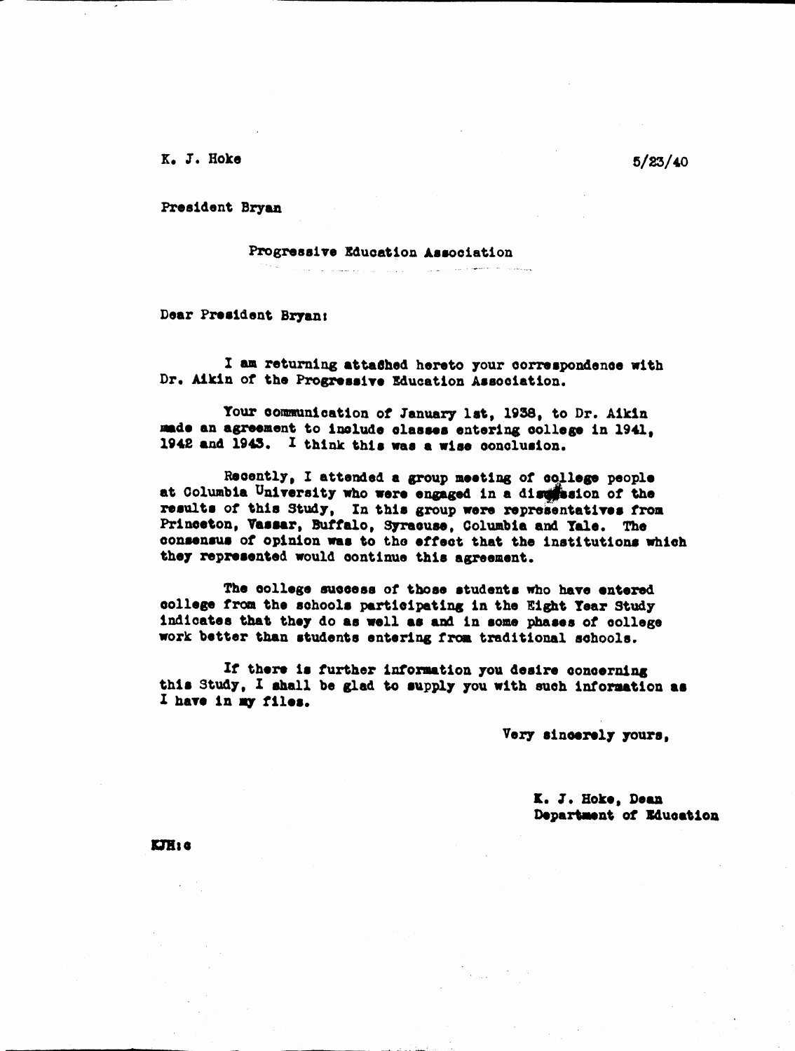K. J. Hoke 5/23/40

President Bryan

Progressive Education Association

Dear President Bryan:

I am returning attached hereto your correspondence with Dr. Aikin of the Progressive Education Association.

Your communication of January 1st, 1938, to Dr. Aikin made an agreement to include classes entering college in 1941, 1942 and 1943. I think this was a wise conclusion.

Recently, I attended a group meeting of college people at Columbia University who were engaged in a discussion of the results of this Study, In this group were representatives from Princeton, Vassar, Buffalo, Syracuse, Columbia and Yale. The consensus of opinion was to the effect that the institutions which they represented would continue this agreement.

The college success of those students who have entered college from the schools participating in the Eight Year Study indicates that they do as well as and in some phases of college work better than students entering from traditional schools.

If there is further information you desire concerning this Study, I shall be glad to supply you with such information as I have in my files.

Very sincerely yours,

K. J. Hoke, Dean
Department of Education

KJH:c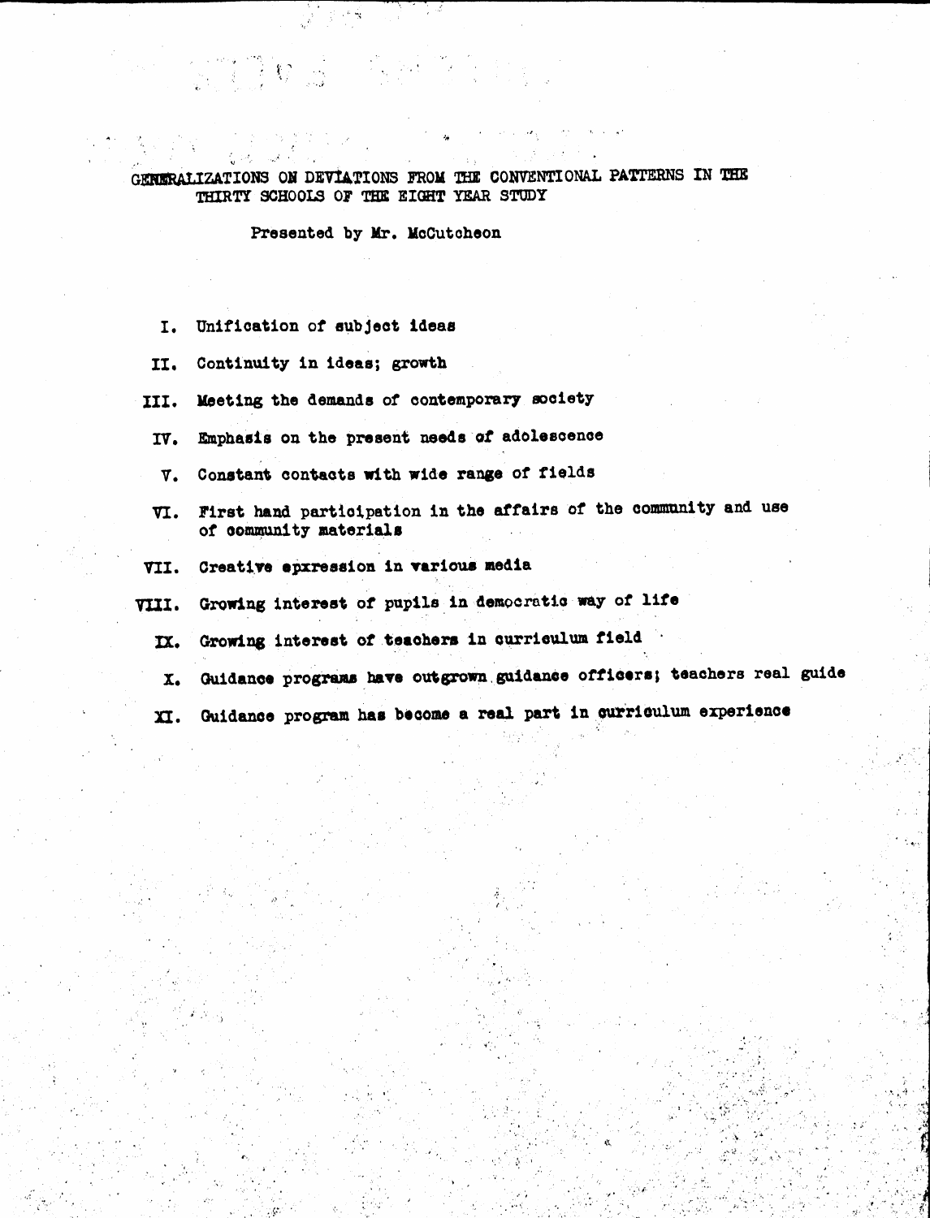# GENERALIZATIONS ON DEVIATIONS FROM THE CONVENTIONAL PATTERNS IN THE THIRTY SCHOOLS OF THE EIGHT YEAR STUDY

Presented by Mr. McCutcheon

I. Unification of subject ideas

II. Continuity in ideas; growth

III. Meeting the demands of contemporary society

IV. Emphasis on the present needs of adolescence

V. Constant contacts with wide range of fields

VI. First hand participation in the affairs of the community and use of community materials

VII. Creative eprxession in various media

VIII. Growing interest of pupils in democratic way of life

IX. Growing interest of teachers in curriculum field

X. Guidance programs have outgrown guidance officers; teachers real guide

XI. Guidance program has become a real part in curriculum experience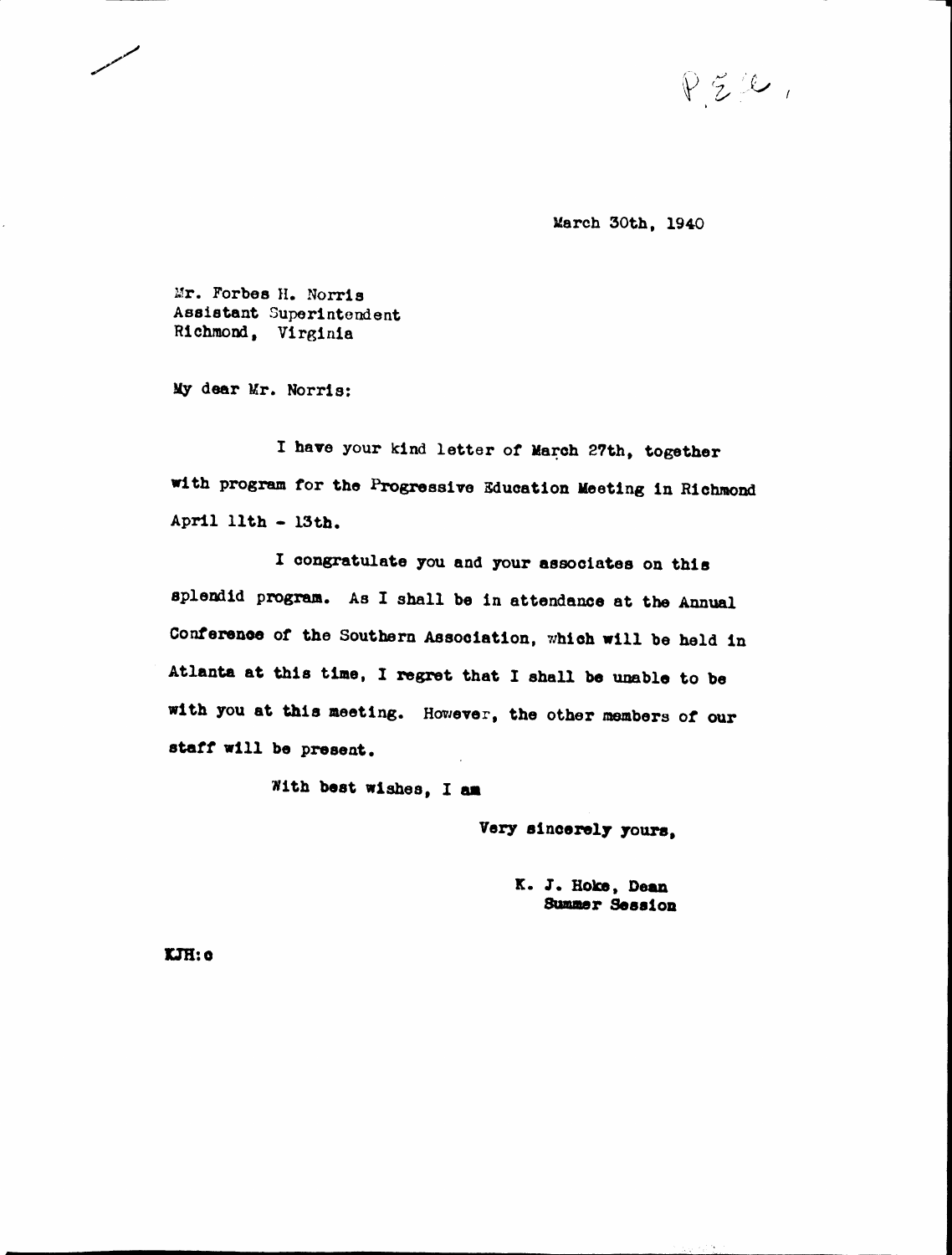P.E.A.

March 30th, 1940

Mr. Forbes H. Norris
Assistant Superintendent
Richmond, Virginia

My dear Mr. Norris:

I have your kind letter of March 27th, together with program for the Progressive Education Meeting in Richmond April 11th - 13th.

I congratulate you and your associates on this splendid program. As I shall be in attendance at the Annual Conference of the Southern Association, which will be held in Atlanta at this time, I regret that I shall be unable to be with you at this meeting. However, the other members of our staff will be present.

With best wishes, I am

Very sincerely yours,

K. J. Hoke, Dean
Summer Session

KJH:c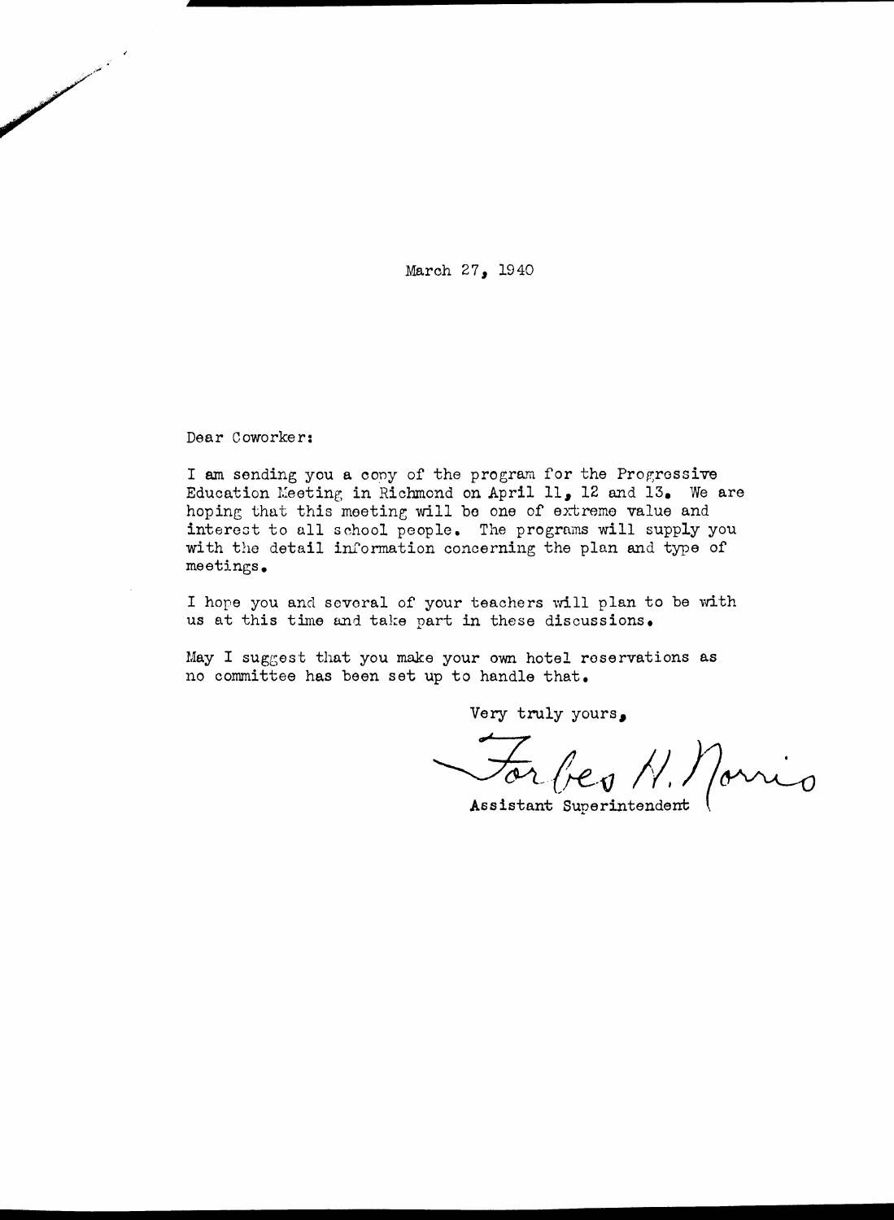March 27, 1940

Dear Coworker:

I am sending you a copy of the program for the Progressive Education Meeting in Richmond on April 11, 12 and 13. We are hoping that this meeting will be one of extreme value and interest to all school people. The programs will supply you with the detail information concerning the plan and type of meetings.

I hope you and several of your teachers will plan to be with us at this time and take part in these discussions.

May I suggest that you make your own hotel reservations as no committee has been set up to handle that.

Very truly yours,

Forbes H. Norris

Assistant Superintendent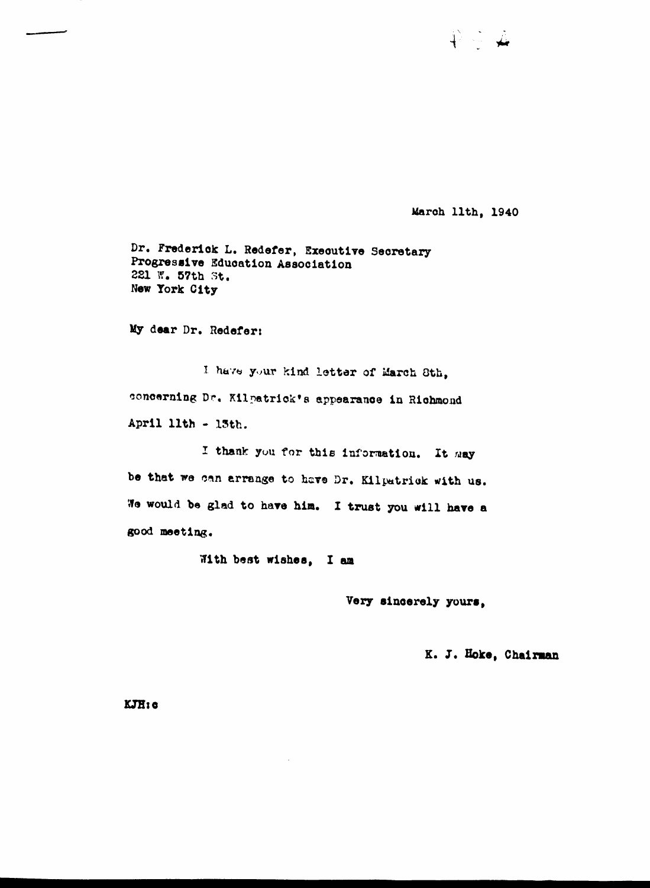March 11th, 1940

Dr. Frederick L. Redefer, Executive Secretary
Progressive Education Association
221 W. 57th St.
New York City

My dear Dr. Redefer:

I have your kind letter of March 8th, concerning Dr. Kilpatrick's appearance in Richmond April 11th - 13th.

I thank you for this information. It may be that we can arrange to have Dr. Kilpatrick with us. We would be glad to have him. I trust you will have a good meeting.

With best wishes, I am

Very sincerely yours,

K. J. Hoke, Chairman

KJH:c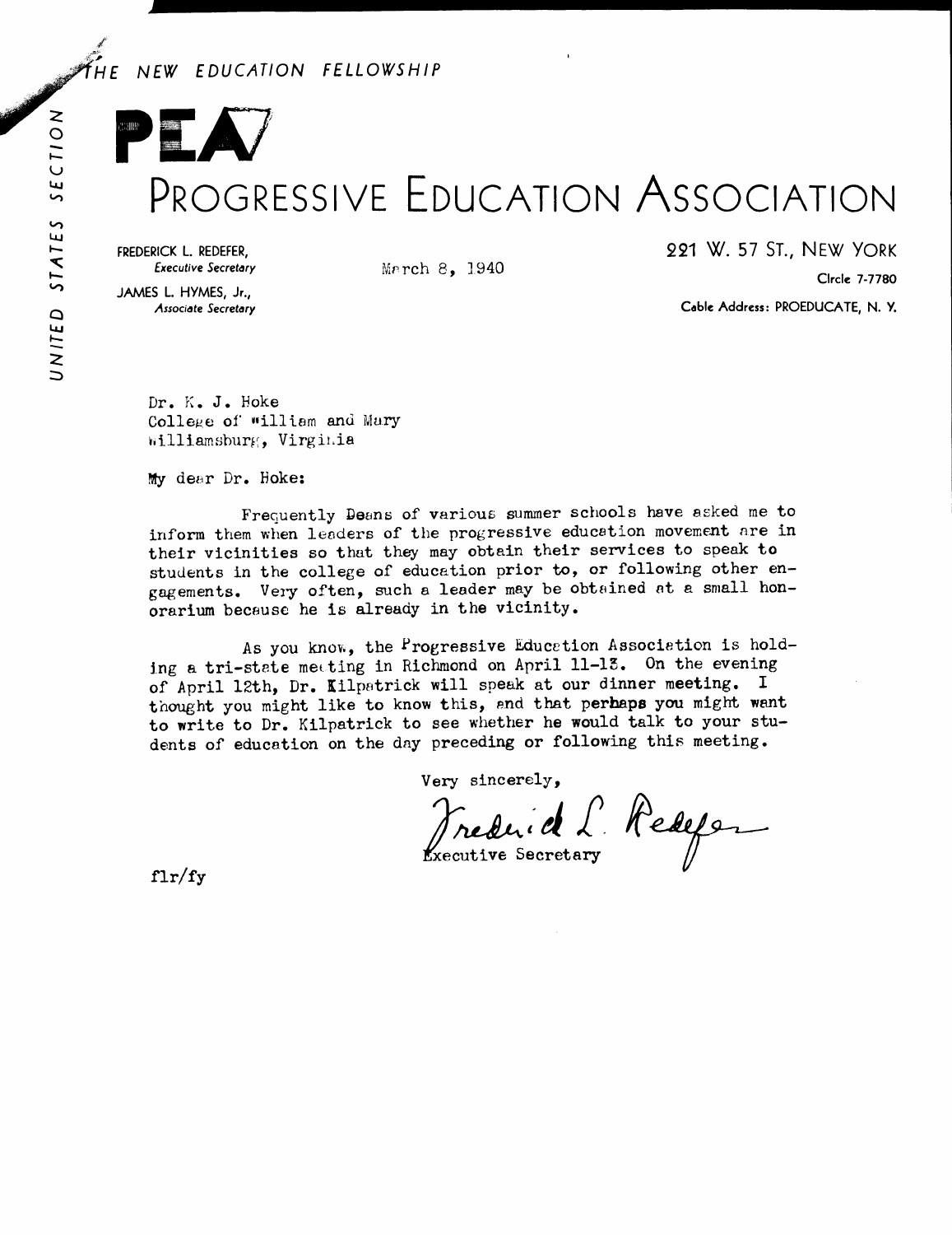THE NEW EDUCATION FELLOWSHIP

UNITED STATES SECTION

# PEA

# PROGRESSIVE EDUCATION ASSOCIATION

FREDERICK L. REDEFER,
*Executive Secretary*

JAMES L. HYMES, Jr.,
*Associate Secretary*

221 W. 57 ST., NEW YORK

Circle 7-7780

Cable Address: PROEDUCATE, N. Y.

March 8, 1940

Dr. K. J. Hoke
College of William and Mary
Williamsburg, Virginia

My dear Dr. Hoke:

Frequently Deans of various summer schools have asked me to inform them when leaders of the progressive education movement are in their vicinities so that they may obtain their services to speak to students in the college of education prior to, or following other engagements. Very often, such a leader may be obtained at a small honorarium because he is already in the vicinity.

As you know, the Progressive Education Association is holding a tri-state meeting in Richmond on April 11-13. On the evening of April 12th, Dr. Kilpatrick will speak at our dinner meeting. I thought you might like to know this, and that perhaps you might want to write to Dr. Kilpatrick to see whether he would talk to your students of education on the day preceding or following this meeting.

Very sincerely,

Frederick L. Redefer

Executive Secretary

flr/fy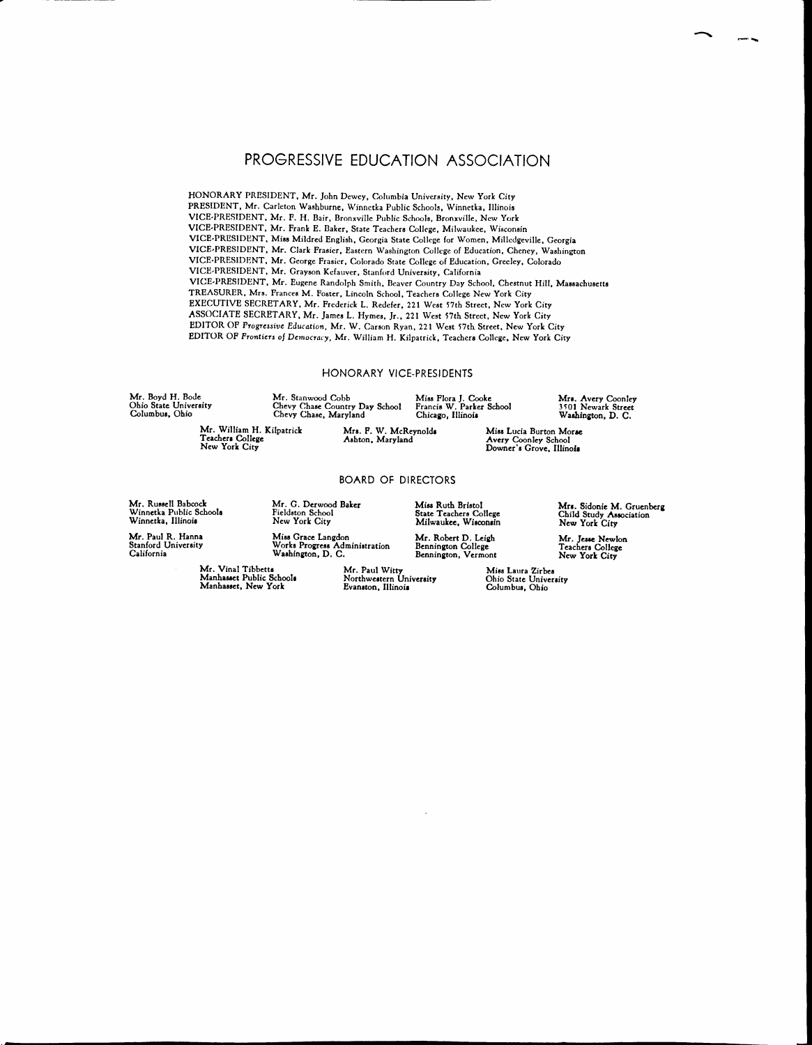# PROGRESSIVE EDUCATION ASSOCIATION

HONORARY PRESIDENT, Mr. John Dewey, Columbia University, New York City
PRESIDENT, Mr. Carleton Washburne, Winnetka Public Schools, Winnetka, Illinois
VICE-PRESIDENT, Mr. F. H. Bair, Bronxville Public Schools, Bronxville, New York
VICE-PRESIDENT, Mr. Frank E. Baker, State Teachers College, Milwaukee, Wisconsin
VICE-PRESIDENT, Miss Mildred English, Georgia State College for Women, Milledgeville, Georgia
VICE-PRESIDENT, Mr. Clark Frasier, Eastern Washington College of Education, Cheney, Washington
VICE-PRESIDENT, Mr. George Frasier, Colorado State College of Education, Greeley, Colorado
VICE-PRESIDENT, Mr. Grayson Kefauver, Stanford University, California
VICE-PRESIDENT, Mr. Eugene Randolph Smith, Beaver Country Day School, Chestnut Hill, Massachusetts
TREASURER, Mrs. Frances M. Foster, Lincoln School, Teachers College New York City
EXECUTIVE SECRETARY, Mr. Frederick L. Redefer, 221 West 57th Street, New York City
ASSOCIATE SECRETARY, Mr. James L. Hymes, Jr., 221 West 57th Street, New York City
EDITOR OF *Progressive Education*, Mr. W. Carson Ryan, 221 West 57th Street, New York City
EDITOR OF *Frontiers of Democracy*, Mr. William H. Kilpatrick, Teachers College, New York City

## HONORARY VICE-PRESIDENTS

Mr. Boyd H. Bode
Ohio State University
Columbus, Ohio

Mr. Stanwood Cobb
Chevy Chase Country Day School
Chevy Chase, Maryland

Miss Flora J. Cooke
Francis W. Parker School
Chicago, Illinois

Mrs. Avery Coonley
3501 Newark Street
Washington, D. C.

Mr. William H. Kilpatrick
Teachers College
New York City

Mrs. F. W. McReynolds
Ashton, Maryland

Miss Lucia Burton Morse
Avery Coonley School
Downer's Grove, Illinois

## BOARD OF DIRECTORS

Mr. Russell Babcock
Winnetka Public Schools
Winnetka, Illinois

Mr. G. Derwood Baker
Fieldston School
New York City

Miss Ruth Bristol
State Teachers College
Milwaukee, Wisconsin

Mrs. Sidonie M. Gruenberg
Child Study Association
New York City

Mr. Paul R. Hanna
Stanford University
California

Miss Grace Langdon
Works Progress Administration
Washington, D. C.

Mr. Robert D. Leigh
Bennington College
Bennington, Vermont

Mr. Jesse Newlon
Teachers College
New York City

Mr. Vinal Tibbetts
Manhasset Public Schools
Manhasset, New York

Mr. Paul Witty
Northwestern University
Evanston, Illinois

Miss Laura Zirbes
Ohio State University
Columbus, Ohio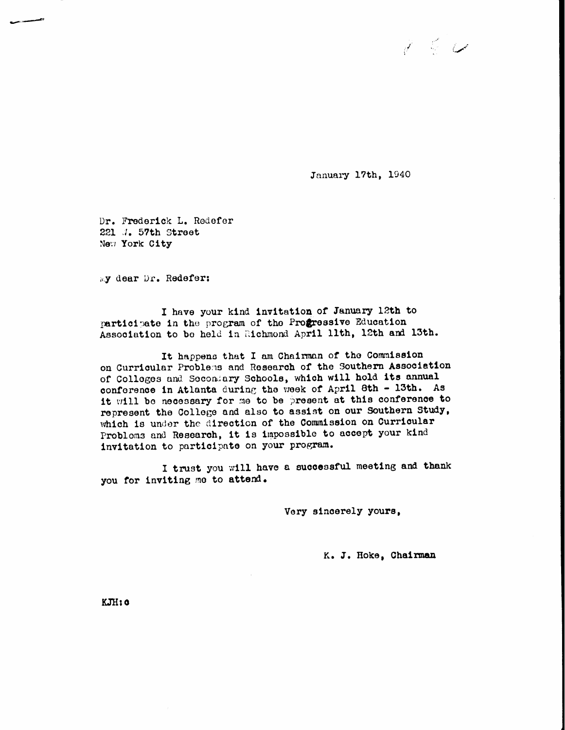January 17th, 1940

Dr. Frederick L. Redefer
221 W. 57th Street
New York City

My dear Dr. Redefer:

I have your kind invitation of January 12th to participate in the program of the Progressive Education Association to be held in Richmond April 11th, 12th and 13th.

It happens that I am Chairman of the Commission on Curricular Problems and Research of the Southern Association of Colleges and Secondary Schools, which will hold its annual conference in Atlanta during the week of April 8th - 13th. As it will be necessary for me to be present at this conference to represent the College and also to assist on our Southern Study, which is under the direction of the Commission on Curricular Problems and Research, it is impossible to accept your kind invitation to participate on your program.

I trust you will have a successful meeting and thank you for inviting me to attend.

Very sincerely yours,

K. J. Hoke, Chairman

KJH:c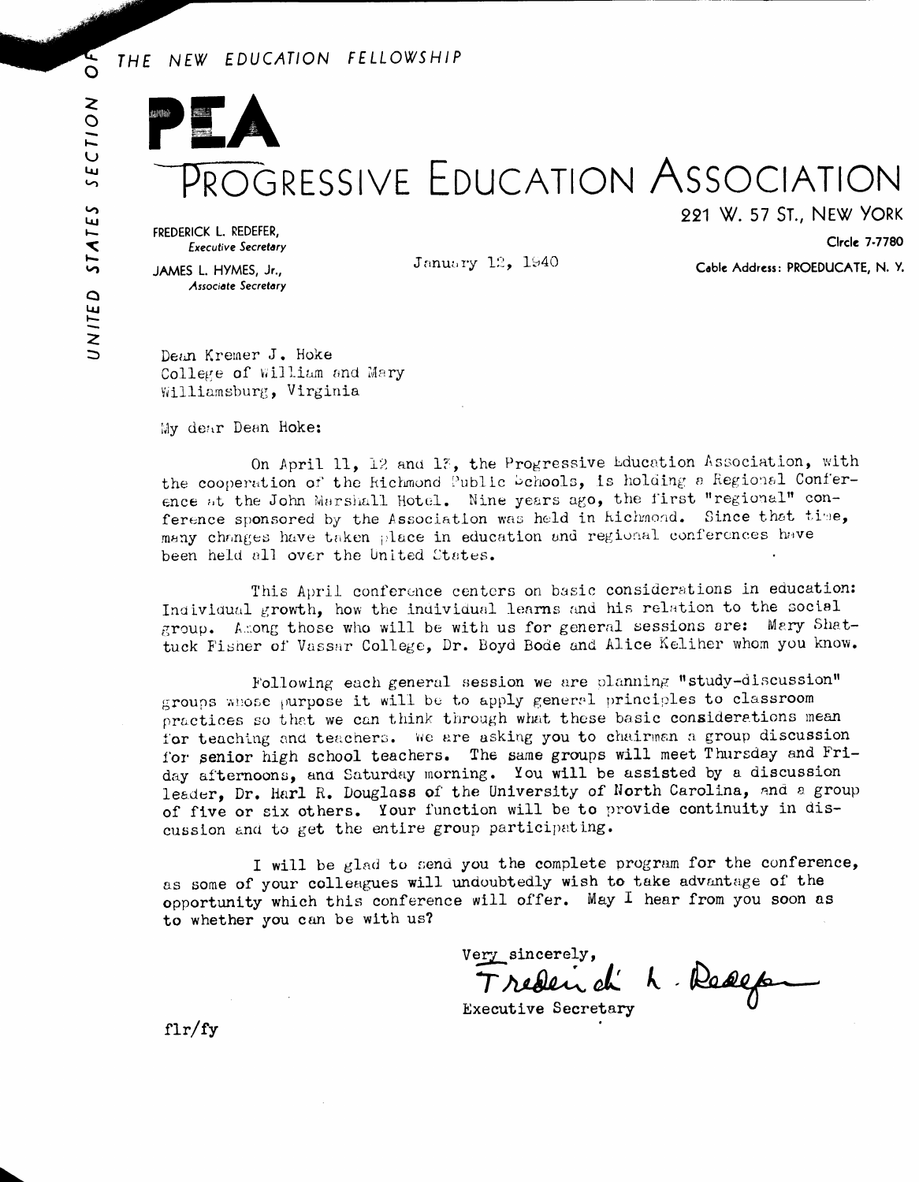UNITED STATES SECTION OF THE NEW EDUCATION FELLOWSHIP

# PEA

# PROGRESSIVE EDUCATION ASSOCIATION

221 W. 57 ST., NEW YORK

Circle 7-7780

Cable Address: PROEDUCATE, N. Y.

FREDERICK L. REDEFER, *Executive Secretary*

JAMES L. HYMES, Jr., *Associate Secretary*

January 12, 1940

Dean Kremer J. Hoke
College of William and Mary
Williamsburg, Virginia

My dear Dean Hoke:

On April 11, 12 and 13, the Progressive Education Association, with the cooperation of the Richmond Public Schools, is holding a Regional Conference at the John Marshall Hotel. Nine years ago, the first "regional" conference sponsored by the Association was held in Richmond. Since that time, many changes have taken place in education and regional conferences have been held all over the United States.

This April conference centers on basic considerations in education: Individual growth, how the individual learns and his relation to the social group. Among those who will be with us for general sessions are: Mary Shattuck Fisher of Vassar College, Dr. Boyd Bode and Alice Keliher whom you know.

Following each general session we are planning "study-discussion" groups whose purpose it will be to apply general principles to classroom practices so that we can think through what these basic considerations mean for teaching and teachers. We are asking you to chairman a group discussion for senior high school teachers. The same groups will meet Thursday and Friday afternoons, and Saturday morning. You will be assisted by a discussion leader, Dr. Harl R. Douglass of the University of North Carolina, and a group of five or six others. Your function will be to provide continuity in discussion and to get the entire group participating.

I will be glad to send you the complete program for the conference, as some of your colleagues will undoubtedly wish to take advantage of the opportunity which this conference will offer. May I hear from you soon as to whether you can be with us?

Very sincerely,

Frederick L. Redefer

Executive Secretary

flr/fy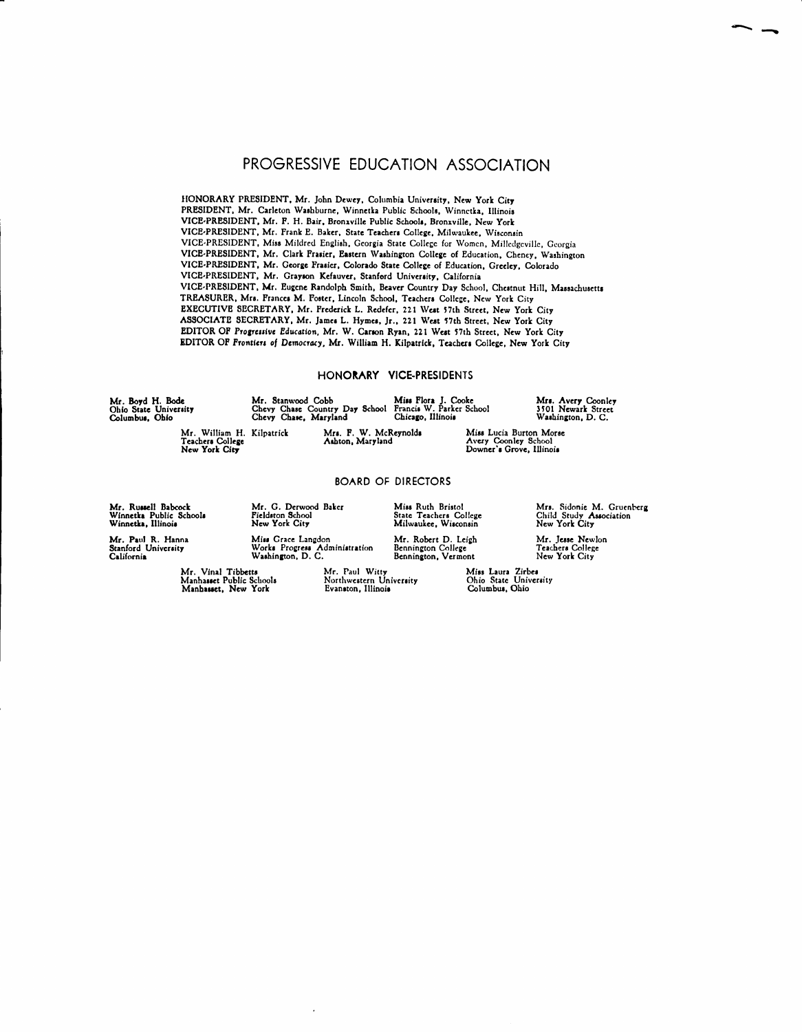# PROGRESSIVE EDUCATION ASSOCIATION

HONORARY PRESIDENT, Mr. John Dewey, Columbia University, New York City
PRESIDENT, Mr. Carleton Washburne, Winnetka Public Schools, Winnetka, Illinois
VICE-PRESIDENT, Mr. F. H. Bair, Bronxville Public Schools, Bronxville, New York
VICE-PRESIDENT, Mr. Frank E. Baker, State Teachers College, Milwaukee, Wisconsin
VICE-PRESIDENT, Miss Mildred English, Georgia State College for Women, Milledgeville, Georgia
VICE-PRESIDENT, Mr. Clark Frasier, Eastern Washington College of Education, Cheney, Washington
VICE-PRESIDENT, Mr. George Frasier, Colorado State College of Education, Greeley, Colorado
VICE-PRESIDENT, Mr. Grayson Kefauver, Stanford University, California
VICE-PRESIDENT, Mr. Eugene Randolph Smith, Beaver Country Day School, Chestnut Hill, Massachusetts
TREASURER, Mrs. Frances M. Foster, Lincoln School, Teachers College, New York City
EXECUTIVE SECRETARY, Mr. Frederick L. Redefer, 221 West 57th Street, New York City
ASSOCIATE SECRETARY, Mr. James L. Hymes, Jr., 221 West 57th Street, New York City
EDITOR OF *Progressive Education*, Mr. W. Carson Ryan, 221 West 57th Street, New York City
EDITOR OF *Frontiers of Democracy*, Mr. William H. Kilpatrick, Teachers College, New York City

## HONORARY VICE-PRESIDENTS

Mr. Boyd H. Bode
Ohio State University
Columbus, Ohio

Mr. Stanwood Cobb
Chevy Chase Country Day School
Chevy Chase, Maryland

Miss Flora J. Cooke
Francis W. Parker School
Chicago, Illinois

Mrs. Avery Coonley
3501 Newark Street
Washington, D. C.

Mr. William H. Kilpatrick
Teachers College
New York City

Mrs. F. W. McReynolds
Ashton, Maryland

Miss Lucia Burton Morse
Avery Coonley School
Downer's Grove, Illinois

## BOARD OF DIRECTORS

Mr. Russell Babcock
Winnetka Public Schools
Winnetka, Illinois

Mr. G. Derwood Baker
Fieldston School
New York City

Miss Ruth Bristol
State Teachers College
Milwaukee, Wisconsin

Mrs. Sidonie M. Gruenberg
Child Study Association
New York City

Mr. Paul R. Hanna
Stanford University
California

Miss Grace Langdon
Works Progress Administration
Washington, D. C.

Mr. Robert D. Leigh
Bennington College
Bennington, Vermont

Mr. Jesse Newlon
Teachers College
New York City

Mr. Vinal Tibbetts
Manhasset Public Schools
Manhasset, New York

Mr. Paul Witty
Northwestern University
Evanston, Illinois

Miss Laura Zirbes
Ohio State University
Columbus, Ohio